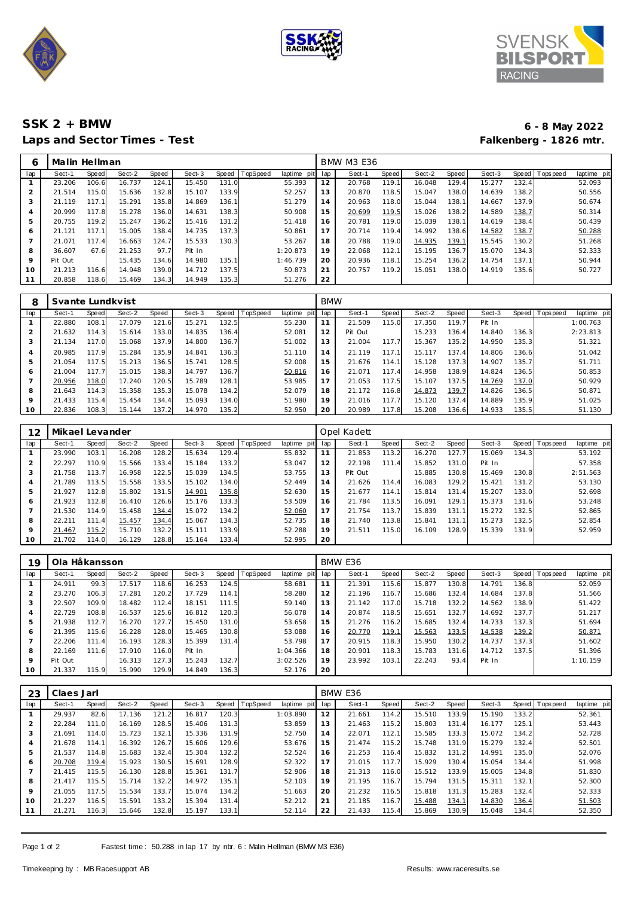## SSK 2 + BMW

## Laps and Sector Times - Test

**6 - 8 May 2022**

**Falkenberg - 1826 mtr.**

| 6 | Malin Hellman | | | | | | | | BMW M3 E36 | | | | | | | | |
|---|---|---|---|---|---|---|---|---|---|---|---|---|---|---|---|---|---|
| lap | Sect-1 | Speed | Sect-2 | Speed | Sect-3 | Speed | TopSpeed | laptime pit | lap | Sect-1 | Speed | Sect-2 | Speed | Sect-3 | Speed | Topspeed | laptime pit |
| 1 | 23.206 | 106.6 | 16.737 | 124.1 | 15.450 | 131.0 | | 55.393 | 12 | 20.768 | 119.1 | 16.048 | 129.4 | 15.277 | 132.4 | | 52.093 |
| 2 | 21.514 | 115.0 | 15.636 | 132.8 | 15.107 | 133.9 | | 52.257 | 13 | 20.870 | 118.5 | 15.047 | 138.0 | 14.639 | 138.2 | | 50.556 |
| 3 | 21.119 | 117.1 | 15.291 | 135.8 | 14.869 | 136.1 | | 51.279 | 14 | 20.963 | 118.0 | 15.044 | 138.1 | 14.667 | 137.9 | | 50.674 |
| 4 | 20.999 | 117.8 | 15.278 | 136.0 | 14.631 | 138.3 | | 50.908 | 15 | 20.699 | 119.5 | 15.026 | 138.2 | 14.589 | 138.7 | | 50.314 |
| 5 | 20.755 | 119.2 | 15.247 | 136.2 | 15.416 | 131.2 | | 51.418 | 16 | 20.781 | 119.0 | 15.039 | 138.1 | 14.619 | 138.4 | | 50.439 |
| 6 | 21.121 | 117.1 | 15.005 | 138.4 | 14.735 | 137.3 | | 50.861 | 17 | 20.714 | 119.4 | 14.992 | 138.6 | 14.582 | 138.7 | | 50.288 |
| 7 | 21.071 | 117.4 | 16.663 | 124.7 | 15.533 | 130.3 | | 53.267 | 18 | 20.788 | 119.0 | 14.935 | 139.1 | 15.545 | 130.2 | | 51.268 |
| 8 | 36.607 | 67.6 | 21.253 | 97.7 | Pit In | | | 1:20.873 | 19 | 22.068 | 112.1 | 15.195 | 136.7 | 15.070 | 134.3 | | 52.333 |
| 9 | Pit Out | | 15.435 | 134.6 | 14.980 | 135.1 | | 1:46.739 | 20 | 20.936 | 118.1 | 15.254 | 136.2 | 14.754 | 137.1 | | 50.944 |
| 10 | 21.213 | 116.6 | 14.948 | 139.0 | 14.712 | 137.5 | | 50.873 | 21 | 20.757 | 119.2 | 15.051 | 138.0 | 14.919 | 135.6 | | 50.727 |
| 11 | 20.858 | 118.6 | 15.469 | 134.3 | 14.949 | 135.3 | | 51.276 | 22 | | | | | | | | |

| 8 | Svante Lundkvist | | | | | | | | BMW | | | | | | | | |
|---|---|---|---|---|---|---|---|---|---|---|---|---|---|---|---|---|---|
| lap | Sect-1 | Speed | Sect-2 | Speed | Sect-3 | Speed | TopSpeed | laptime pit | lap | Sect-1 | Speed | Sect-2 | Speed | Sect-3 | Speed | Topspeed | laptime pit |
| 1 | 22.880 | 108.1 | 17.079 | 121.6 | 15.271 | 132.5 | | 55.230 | 11 | 21.509 | 115.0 | 17.350 | 119.7 | Pit In | | | 1:00.763 |
| 2 | 21.632 | 114.3 | 15.614 | 133.0 | 14.835 | 136.4 | | 52.081 | 12 | Pit Out | | 15.233 | 136.4 | 14.840 | 136.3 | | 2:23.813 |
| 3 | 21.134 | 117.0 | 15.068 | 137.9 | 14.800 | 136.7 | | 51.002 | 13 | 21.004 | 117.7 | 15.367 | 135.2 | 14.950 | 135.3 | | 51.321 |
| 4 | 20.985 | 117.9 | 15.284 | 135.9 | 14.841 | 136.3 | | 51.110 | 14 | 21.119 | 117.1 | 15.117 | 137.4 | 14.806 | 136.6 | | 51.042 |
| 5 | 21.054 | 117.5 | 15.213 | 136.5 | 15.741 | 128.5 | | 52.008 | 15 | 21.676 | 114.1 | 15.128 | 137.3 | 14.907 | 135.7 | | 51.711 |
| 6 | 21.004 | 117.7 | 15.015 | 138.3 | 14.797 | 136.7 | | 50.816 | 16 | 21.071 | 117.4 | 14.958 | 138.9 | 14.824 | 136.5 | | 50.853 |
| 7 | 20.956 | 118.0 | 17.240 | 120.5 | 15.789 | 128.1 | | 53.985 | 17 | 21.053 | 117.5 | 15.107 | 137.5 | 14.769 | 137.0 | | 50.929 |
| 8 | 21.643 | 114.3 | 15.358 | 135.3 | 15.078 | 134.2 | | 52.079 | 18 | 21.172 | 116.8 | 14.873 | 139.7 | 14.826 | 136.5 | | 50.871 |
| 9 | 21.433 | 115.4 | 15.454 | 134.4 | 15.093 | 134.0 | | 51.980 | 19 | 21.016 | 117.7 | 15.120 | 137.4 | 14.889 | 135.9 | | 51.025 |
| 10 | 22.836 | 108.3 | 15.144 | 137.2 | 14.970 | 135.2 | | 52.950 | 20 | 20.989 | 117.8 | 15.208 | 136.6 | 14.933 | 135.5 | | 51.130 |

| 12 | Mikael Levander | | | | | | | | Opel Kadett | | | | | | | | |
|---|---|---|---|---|---|---|---|---|---|---|---|---|---|---|---|---|---|
| lap | Sect-1 | Speed | Sect-2 | Speed | Sect-3 | Speed | TopSpeed | laptime pit | lap | Sect-1 | Speed | Sect-2 | Speed | Sect-3 | Speed | Topspeed | laptime pit |
| 1 | 23.990 | 103.1 | 16.208 | 128.2 | 15.634 | 129.4 | | 55.832 | 11 | 21.853 | 113.2 | 16.270 | 127.7 | 15.069 | 134.3 | | 53.192 |
| 2 | 22.297 | 110.9 | 15.566 | 133.4 | 15.184 | 133.2 | | 53.047 | 12 | 22.198 | 111.4 | 15.852 | 131.0 | Pit In | | | 57.358 |
| 3 | 21.758 | 113.7 | 16.958 | 122.5 | 15.039 | 134.5 | | 53.755 | 13 | Pit Out | | 15.885 | 130.8 | 15.469 | 130.8 | | 2:51.563 |
| 4 | 21.789 | 113.5 | 15.558 | 133.5 | 15.102 | 134.0 | | 52.449 | 14 | 21.626 | 114.4 | 16.083 | 129.2 | 15.421 | 131.2 | | 53.130 |
| 5 | 21.927 | 112.8 | 15.802 | 131.5 | 14.901 | 135.8 | | 52.630 | 15 | 21.677 | 114.1 | 15.814 | 131.4 | 15.207 | 133.0 | | 52.698 |
| 6 | 21.923 | 112.8 | 16.410 | 126.6 | 15.176 | 133.3 | | 53.509 | 16 | 21.784 | 113.5 | 16.091 | 129.1 | 15.373 | 131.6 | | 53.248 |
| 7 | 21.530 | 114.9 | 15.458 | 134.4 | 15.072 | 134.2 | | 52.060 | 17 | 21.754 | 113.7 | 15.839 | 131.1 | 15.272 | 132.5 | | 52.865 |
| 8 | 22.211 | 111.4 | 15.457 | 134.4 | 15.067 | 134.3 | | 52.735 | 18 | 21.740 | 113.8 | 15.841 | 131.1 | 15.273 | 132.5 | | 52.854 |
| 9 | 21.467 | 115.2 | 15.710 | 132.2 | 15.111 | 133.9 | | 52.288 | 19 | 21.511 | 115.0 | 16.109 | 128.9 | 15.339 | 131.9 | | 52.959 |
| 10 | 21.702 | 114.0 | 16.129 | 128.8 | 15.164 | 133.4 | | 52.995 | 20 | | | | | | | | |

| 19 | Ola Håkansson | | | | | | | | BMW E36 | | | | | | | | |
|---|---|---|---|---|---|---|---|---|---|---|---|---|---|---|---|---|---|
| lap | Sect-1 | Speed | Sect-2 | Speed | Sect-3 | Speed | TopSpeed | laptime pit | lap | Sect-1 | Speed | Sect-2 | Speed | Sect-3 | Speed | Topspeed | laptime pit |
| 1 | 24.911 | 99.3 | 17.517 | 118.6 | 16.253 | 124.5 | | 58.681 | 11 | 21.391 | 115.6 | 15.877 | 130.8 | 14.791 | 136.8 | | 52.059 |
| 2 | 23.270 | 106.3 | 17.281 | 120.2 | 17.729 | 114.1 | | 58.280 | 12 | 21.196 | 116.7 | 15.686 | 132.4 | 14.684 | 137.8 | | 51.566 |
| 3 | 22.507 | 109.9 | 18.482 | 112.4 | 18.151 | 111.5 | | 59.140 | 13 | 21.142 | 117.0 | 15.718 | 132.2 | 14.562 | 138.9 | | 51.422 |
| 4 | 22.729 | 108.8 | 16.537 | 125.6 | 16.812 | 120.3 | | 56.078 | 14 | 20.874 | 118.5 | 15.651 | 132.7 | 14.692 | 137.7 | | 51.217 |
| 5 | 21.938 | 112.7 | 16.270 | 127.7 | 15.450 | 131.0 | | 53.658 | 15 | 21.276 | 116.2 | 15.685 | 132.4 | 14.733 | 137.3 | | 51.694 |
| 6 | 21.395 | 115.6 | 16.228 | 128.0 | 15.465 | 130.8 | | 53.088 | 16 | 20.770 | 119.1 | 15.563 | 133.5 | 14.538 | 139.2 | | 50.871 |
| 7 | 22.206 | 111.4 | 16.193 | 128.3 | 15.399 | 131.4 | | 53.798 | 17 | 20.915 | 118.3 | 15.950 | 130.2 | 14.737 | 137.3 | | 51.602 |
| 8 | 22.169 | 111.6 | 17.910 | 116.0 | Pit In | | | 1:04.366 | 18 | 20.901 | 118.3 | 15.783 | 131.6 | 14.712 | 137.5 | | 51.396 |
| 9 | Pit Out | | 16.313 | 127.3 | 15.243 | 132.7 | | 3:02.526 | 19 | 23.992 | 103.1 | 22.243 | 93.4 | Pit In | | | 1:10.159 |
| 10 | 21.337 | 115.9 | 15.990 | 129.9 | 14.849 | 136.3 | | 52.176 | 20 | | | | | | | | |

| 23 | Claes Jarl | | | | | | | | BMW E36 | | | | | | | | |
|---|---|---|---|---|---|---|---|---|---|---|---|---|---|---|---|---|---|
| lap | Sect-1 | Speed | Sect-2 | Speed | Sect-3 | Speed | TopSpeed | laptime pit | lap | Sect-1 | Speed | Sect-2 | Speed | Sect-3 | Speed | Topspeed | laptime pit |
| 1 | 29.937 | 82.6 | 17.136 | 121.2 | 16.817 | 120.3 | | 1:03.890 | 12 | 21.661 | 114.2 | 15.510 | 133.9 | 15.190 | 133.2 | | 52.361 |
| 2 | 22.284 | 111.0 | 16.169 | 128.5 | 15.406 | 131.3 | | 53.859 | 13 | 21.463 | 115.2 | 15.803 | 131.4 | 16.177 | 125.1 | | 53.443 |
| 3 | 21.691 | 114.0 | 15.723 | 132.1 | 15.336 | 131.9 | | 52.750 | 14 | 22.071 | 112.1 | 15.585 | 133.3 | 15.072 | 134.2 | | 52.728 |
| 4 | 21.678 | 114.1 | 16.392 | 126.7 | 15.606 | 129.6 | | 53.676 | 15 | 21.474 | 115.2 | 15.748 | 131.9 | 15.279 | 132.4 | | 52.501 |
| 5 | 21.537 | 114.8 | 15.683 | 132.4 | 15.304 | 132.2 | | 52.524 | 16 | 21.253 | 116.4 | 15.832 | 131.2 | 14.991 | 135.0 | | 52.076 |
| 6 | 20.708 | 119.4 | 15.923 | 130.5 | 15.691 | 128.9 | | 52.322 | 17 | 21.015 | 117.7 | 15.929 | 130.4 | 15.054 | 134.4 | | 51.998 |
| 7 | 21.415 | 115.5 | 16.130 | 128.8 | 15.361 | 131.7 | | 52.906 | 18 | 21.313 | 116.0 | 15.512 | 133.9 | 15.005 | 134.8 | | 51.830 |
| 8 | 21.417 | 115.5 | 15.714 | 132.2 | 14.972 | 135.1 | | 52.103 | 19 | 21.195 | 116.7 | 15.794 | 131.5 | 15.311 | 132.1 | | 52.300 |
| 9 | 21.055 | 117.5 | 15.534 | 133.7 | 15.074 | 134.2 | | 51.663 | 20 | 21.232 | 116.5 | 15.818 | 131.3 | 15.283 | 132.4 | | 52.333 |
| 10 | 21.227 | 116.5 | 15.591 | 133.2 | 15.394 | 131.4 | | 52.212 | 21 | 21.185 | 116.7 | 15.488 | 134.1 | 14.830 | 136.4 | | 51.503 |
| 11 | 21.271 | 116.3 | 15.646 | 132.8 | 15.197 | 133.1 | | 52.114 | 22 | 21.433 | 115.4 | 15.869 | 130.9 | 15.048 | 134.4 | | 52.350 |

Fastest time : 50.288 in lap 17 by nbr. 6 : Malin Hellman (BMW M3 E36)

Timekeeping by : MB Racesupport AB

Results: www.raceresults.se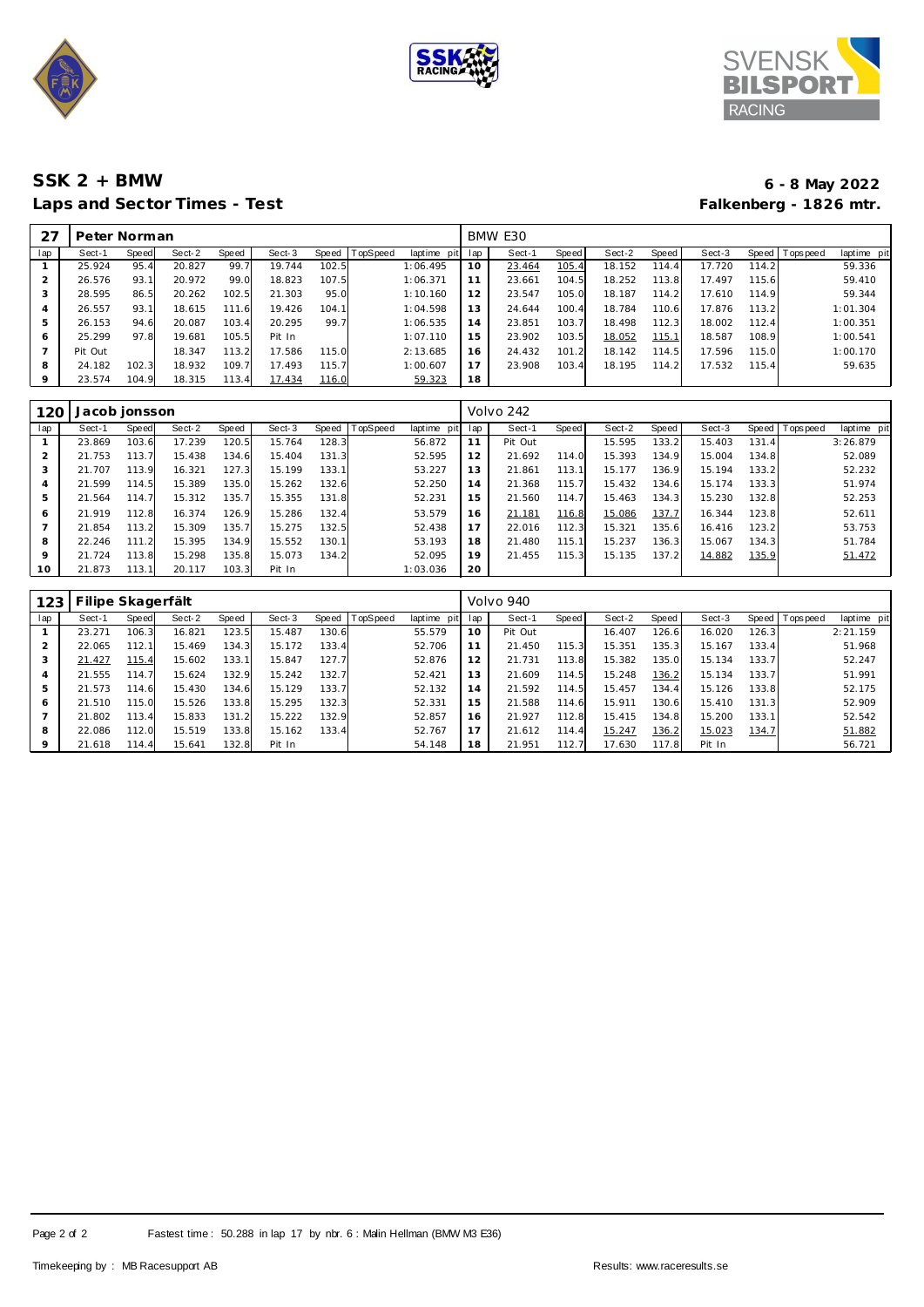# SSK 2 + BMW

**Laps and Sector Times - Test**

**6 - 8 May 2022**

**Falkenberg - 1826 mtr.**

| 27 | Peter Norman | | | | | | | | BMW E30 | | | | | | | | |
|---|---|---|---|---|---|---|---|---|---|---|---|---|---|---|---|---|---|
| lap | Sect-1 | Speed | Sect-2 | Speed | Sect-3 | Speed | TopSpeed | laptime pit | lap | Sect-1 | Speed | Sect-2 | Speed | Sect-3 | Speed | Topspeed | laptime pit |
| 1 | 25.924 | 95.4 | 20.827 | 99.7 | 19.744 | 102.5 | | 1:06.495 | 10 | 23.464 | 105.4 | 18.152 | 114.4 | 17.720 | 114.2 | | 59.336 |
| 2 | 26.576 | 93.1 | 20.972 | 99.0 | 18.823 | 107.5 | | 1:06.371 | 11 | 23.661 | 104.5 | 18.252 | 113.8 | 17.497 | 115.6 | | 59.410 |
| 3 | 28.595 | 86.5 | 20.262 | 102.5 | 21.303 | 95.0 | | 1:10.160 | 12 | 23.547 | 105.0 | 18.187 | 114.2 | 17.610 | 114.9 | | 59.344 |
| 4 | 26.557 | 93.1 | 18.615 | 111.6 | 19.426 | 104.1 | | 1:04.598 | 13 | 24.644 | 100.4 | 18.784 | 110.6 | 17.876 | 113.2 | | 1:01.304 |
| 5 | 26.153 | 94.6 | 20.087 | 103.4 | 20.295 | 99.7 | | 1:06.535 | 14 | 23.851 | 103.7 | 18.498 | 112.3 | 18.002 | 112.4 | | 1:00.351 |
| 6 | 25.299 | 97.8 | 19.681 | 105.5 | Pit In | | | 1:07.110 | 15 | 23.902 | 103.5 | 18.052 | 115.1 | 18.587 | 108.9 | | 1:00.541 |
| 7 | Pit Out | | 18.347 | 113.2 | 17.586 | 115.0 | | 2:13.685 | 16 | 24.432 | 101.2 | 18.142 | 114.5 | 17.596 | 115.0 | | 1:00.170 |
| 8 | 24.182 | 102.3 | 18.932 | 109.7 | 17.493 | 115.7 | | 1:00.607 | 17 | 23.908 | 103.4 | 18.195 | 114.2 | 17.532 | 115.4 | | 59.635 |
| 9 | 23.574 | 104.9 | 18.315 | 113.4 | 17.434 | 116.0 | | 59.323 | 18 | | | | | | | | |

| 120 | Jacob jonsson | | | | | | | | Volvo 242 | | | | | | | | |
|---|---|---|---|---|---|---|---|---|---|---|---|---|---|---|---|---|---|
| lap | Sect-1 | Speed | Sect-2 | Speed | Sect-3 | Speed | TopSpeed | laptime pit | lap | Sect-1 | Speed | Sect-2 | Speed | Sect-3 | Speed | Topspeed | laptime pit |
| 1 | 23.869 | 103.6 | 17.239 | 120.5 | 15.764 | 128.3 | | 56.872 | 11 | Pit Out | | 15.595 | 133.2 | 15.403 | 131.4 | | 3:26.879 |
| 2 | 21.753 | 113.7 | 15.438 | 134.6 | 15.404 | 131.3 | | 52.595 | 12 | 21.692 | 114.0 | 15.393 | 134.9 | 15.004 | 134.8 | | 52.089 |
| 3 | 21.707 | 113.9 | 16.321 | 127.3 | 15.199 | 133.1 | | 53.227 | 13 | 21.861 | 113.1 | 15.177 | 136.9 | 15.194 | 133.2 | | 52.232 |
| 4 | 21.599 | 114.5 | 15.389 | 135.0 | 15.262 | 132.6 | | 52.250 | 14 | 21.368 | 115.7 | 15.432 | 134.6 | 15.174 | 133.3 | | 51.974 |
| 5 | 21.564 | 114.7 | 15.312 | 135.7 | 15.355 | 131.8 | | 52.231 | 15 | 21.560 | 114.7 | 15.463 | 134.3 | 15.230 | 132.8 | | 52.253 |
| 6 | 21.919 | 112.8 | 16.374 | 126.9 | 15.286 | 132.4 | | 53.579 | 16 | 21.181 | 116.8 | 15.086 | 137.7 | 16.344 | 123.8 | | 52.611 |
| 7 | 21.854 | 113.2 | 15.309 | 135.7 | 15.275 | 132.5 | | 52.438 | 17 | 22.016 | 112.3 | 15.321 | 135.6 | 16.416 | 123.2 | | 53.753 |
| 8 | 22.246 | 111.2 | 15.395 | 134.9 | 15.552 | 130.1 | | 53.193 | 18 | 21.480 | 115.1 | 15.237 | 136.3 | 15.067 | 134.3 | | 51.784 |
| 9 | 21.724 | 113.8 | 15.298 | 135.8 | 15.073 | 134.2 | | 52.095 | 19 | 21.455 | 115.3 | 15.135 | 137.2 | 14.882 | 135.9 | | 51.472 |
| 10 | 21.873 | 113.1 | 20.117 | 103.3 | Pit In | | | 1:03.036 | 20 | | | | | | | | |

| 123 | Filipe Skagerfält | | | | | | | | Volvo 940 | | | | | | | | |
|---|---|---|---|---|---|---|---|---|---|---|---|---|---|---|---|---|---|
| lap | Sect-1 | Speed | Sect-2 | Speed | Sect-3 | Speed | TopSpeed | laptime pit | lap | Sect-1 | Speed | Sect-2 | Speed | Sect-3 | Speed | Topspeed | laptime pit |
| 1 | 23.271 | 106.3 | 16.821 | 123.5 | 15.487 | 130.6 | | 55.579 | 10 | Pit Out | | 16.407 | 126.6 | 16.020 | 126.3 | | 2:21.159 |
| 2 | 22.065 | 112.1 | 15.469 | 134.3 | 15.172 | 133.4 | | 52.706 | 11 | 21.450 | 115.3 | 15.351 | 135.3 | 15.167 | 133.4 | | 51.968 |
| 3 | 21.427 | 115.4 | 15.602 | 133.1 | 15.847 | 127.7 | | 52.876 | 12 | 21.731 | 113.8 | 15.382 | 135.0 | 15.134 | 133.7 | | 52.247 |
| 4 | 21.555 | 114.7 | 15.624 | 132.9 | 15.242 | 132.7 | | 52.421 | 13 | 21.609 | 114.5 | 15.248 | 136.2 | 15.134 | 133.7 | | 51.991 |
| 5 | 21.573 | 114.6 | 15.430 | 134.6 | 15.129 | 133.7 | | 52.132 | 14 | 21.592 | 114.5 | 15.457 | 134.4 | 15.126 | 133.8 | | 52.175 |
| 6 | 21.510 | 115.0 | 15.526 | 133.8 | 15.295 | 132.3 | | 52.331 | 15 | 21.588 | 114.6 | 15.911 | 130.6 | 15.410 | 131.3 | | 52.909 |
| 7 | 21.802 | 113.4 | 15.833 | 131.2 | 15.222 | 132.9 | | 52.857 | 16 | 21.927 | 112.8 | 15.415 | 134.8 | 15.200 | 133.1 | | 52.542 |
| 8 | 22.086 | 112.0 | 15.519 | 133.8 | 15.162 | 133.4 | | 52.767 | 17 | 21.612 | 114.4 | 15.247 | 136.2 | 15.023 | 134.7 | | 51.882 |
| 9 | 21.618 | 114.4 | 15.641 | 132.8 | Pit In | | | 54.148 | 18 | 21.951 | 112.7 | 17.630 | 117.8 | Pit In | | | 56.721 |

Fastest time : 50.288 in lap 17 by nbr. 6 : Malin Hellman (BMW M3 E36)

Timekeeping by : MB Racesupport AB

Results: www.raceresults.se